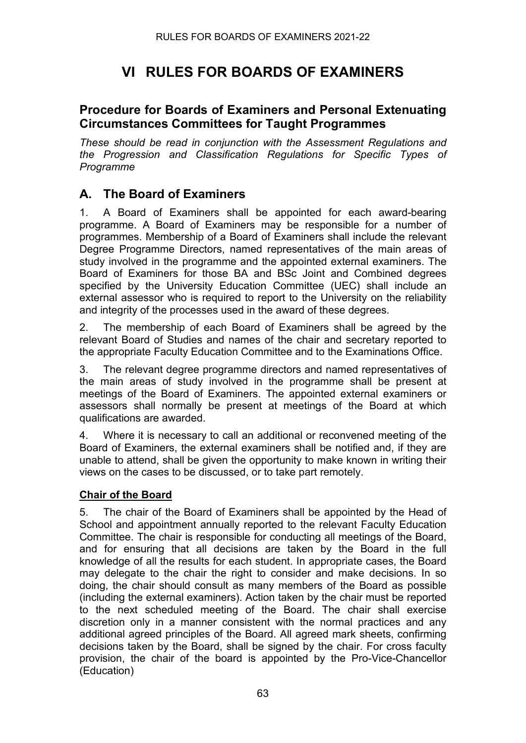# VI RULES FOR BOARDS OF EXAMINERS

## Procedure for Boards of Examiners and Personal Extenuating Circumstances Committees for Taught Programmes

*These should be read in conjunction with the Assessment Regulations and the Progression and Classification Regulations for Specific Types of Programme*

## A. The Board of Examiners

1. A Board of Examiners shall be appointed for each award-bearing programme. A Board of Examiners may be responsible for a number of programmes. Membership of a Board of Examiners shall include the relevant Degree Programme Directors, named representatives of the main areas of study involved in the programme and the appointed external examiners. The Board of Examiners for those BA and BSc Joint and Combined degrees specified by the University Education Committee (UEC) shall include an external assessor who is required to report to the University on the reliability and integrity of the processes used in the award of these degrees.

2. The membership of each Board of Examiners shall be agreed by the relevant Board of Studies and names of the chair and secretary reported to the appropriate Faculty Education Committee and to the Examinations Office.

3. The relevant degree programme directors and named representatives of the main areas of study involved in the programme shall be present at meetings of the Board of Examiners. The appointed external examiners or assessors shall normally be present at meetings of the Board at which qualifications are awarded.

4. Where it is necessary to call an additional or reconvened meeting of the Board of Examiners, the external examiners shall be notified and, if they are unable to attend, shall be given the opportunity to make known in writing their views on the cases to be discussed, or to take part remotely.

**Chair of the Board**

5. The chair of the Board of Examiners shall be appointed by the Head of School and appointment annually reported to the relevant Faculty Education Committee. The chair is responsible for conducting all meetings of the Board, and for ensuring that all decisions are taken by the Board in the full knowledge of all the results for each student. In appropriate cases, the Board may delegate to the chair the right to consider and make decisions. In so doing, the chair should consult as many members of the Board as possible (including the external examiners). Action taken by the chair must be reported to the next scheduled meeting of the Board. The chair shall exercise discretion only in a manner consistent with the normal practices and any additional agreed principles of the Board. All agreed mark sheets, confirming decisions taken by the Board, shall be signed by the chair. For cross faculty provision, the chair of the board is appointed by the Pro-Vice-Chancellor (Education)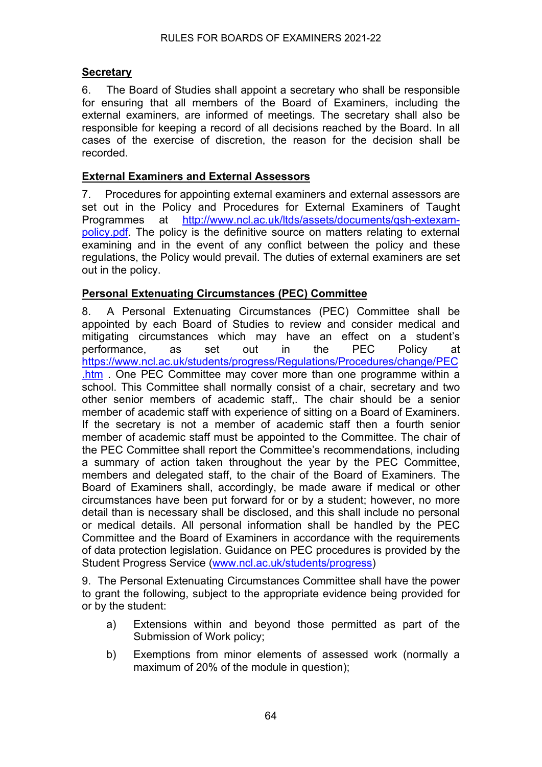## Secretary

6. The Board of Studies shall appoint a secretary who shall be responsible for ensuring that all members of the Board of Examiners, including the external examiners, are informed of meetings. The secretary shall also be responsible for keeping a record of all decisions reached by the Board. In all cases of the exercise of discretion, the reason for the decision shall be recorded.

## External Examiners and External Assessors

7. Procedures for appointing external examiners and external assessors are set out in the Policy and Procedures for External Examiners of Taught Programmes at [http://www.ncl.ac.uk/ltds/assets/documents/qsh-extexam-policy.pdf](http://www.ncl.ac.uk/ltds/assets/documents/qsh-extexam-policy.pdf). The policy is the definitive source on matters relating to external examining and in the event of any conflict between the policy and these regulations, the Policy would prevail. The duties of external examiners are set out in the policy.

## Personal Extenuating Circumstances (PEC) Committee

8. A Personal Extenuating Circumstances (PEC) Committee shall be appointed by each Board of Studies to review and consider medical and mitigating circumstances which may have an effect on a student's performance, as set out in the PEC Policy at [https://www.ncl.ac.uk/students/progress/Regulations/Procedures/change/PEC.htm](https://www.ncl.ac.uk/students/progress/Regulations/Procedures/change/PEC.htm) . One PEC Committee may cover more than one programme within a school. This Committee shall normally consist of a chair, secretary and two other senior members of academic staff,. The chair should be a senior member of academic staff with experience of sitting on a Board of Examiners. If the secretary is not a member of academic staff then a fourth senior member of academic staff must be appointed to the Committee. The chair of the PEC Committee shall report the Committee's recommendations, including a summary of action taken throughout the year by the PEC Committee, members and delegated staff, to the chair of the Board of Examiners. The Board of Examiners shall, accordingly, be made aware if medical or other circumstances have been put forward for or by a student; however, no more detail than is necessary shall be disclosed, and this shall include no personal or medical details. All personal information shall be handled by the PEC Committee and the Board of Examiners in accordance with the requirements of data protection legislation. Guidance on PEC procedures is provided by the Student Progress Service ([www.ncl.ac.uk/students/progress](www.ncl.ac.uk/students/progress))

9. The Personal Extenuating Circumstances Committee shall have the power to grant the following, subject to the appropriate evidence being provided for or by the student:

a) Extensions within and beyond those permitted as part of the Submission of Work policy;

b) Exemptions from minor elements of assessed work (normally a maximum of 20% of the module in question);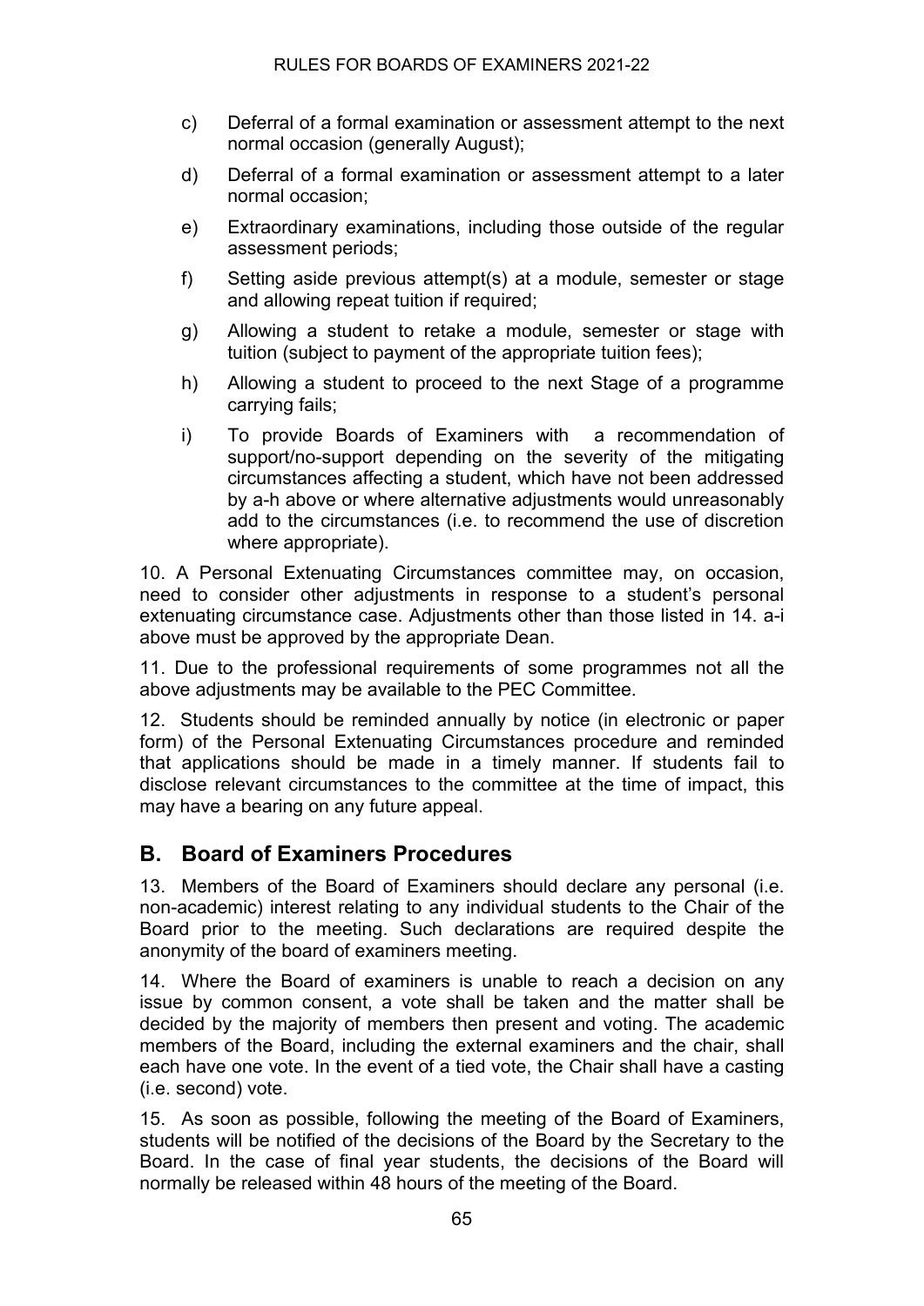c) Deferral of a formal examination or assessment attempt to the next normal occasion (generally August);

d) Deferral of a formal examination or assessment attempt to a later normal occasion;

e) Extraordinary examinations, including those outside of the regular assessment periods;

f) Setting aside previous attempt(s) at a module, semester or stage and allowing repeat tuition if required;

g) Allowing a student to retake a module, semester or stage with tuition (subject to payment of the appropriate tuition fees);

h) Allowing a student to proceed to the next Stage of a programme carrying fails;

i) To provide Boards of Examiners with a recommendation of support/no-support depending on the severity of the mitigating circumstances affecting a student, which have not been addressed by a-h above or where alternative adjustments would unreasonably add to the circumstances (i.e. to recommend the use of discretion where appropriate).

10. A Personal Extenuating Circumstances committee may, on occasion, need to consider other adjustments in response to a student's personal extenuating circumstance case. Adjustments other than those listed in 14. a-i above must be approved by the appropriate Dean.

11. Due to the professional requirements of some programmes not all the above adjustments may be available to the PEC Committee.

12. Students should be reminded annually by notice (in electronic or paper form) of the Personal Extenuating Circumstances procedure and reminded that applications should be made in a timely manner. If students fail to disclose relevant circumstances to the committee at the time of impact, this may have a bearing on any future appeal.

## B. Board of Examiners Procedures

13. Members of the Board of Examiners should declare any personal (i.e. non-academic) interest relating to any individual students to the Chair of the Board prior to the meeting. Such declarations are required despite the anonymity of the board of examiners meeting.

14. Where the Board of examiners is unable to reach a decision on any issue by common consent, a vote shall be taken and the matter shall be decided by the majority of members then present and voting. The academic members of the Board, including the external examiners and the chair, shall each have one vote. In the event of a tied vote, the Chair shall have a casting (i.e. second) vote.

15. As soon as possible, following the meeting of the Board of Examiners, students will be notified of the decisions of the Board by the Secretary to the Board. In the case of final year students, the decisions of the Board will normally be released within 48 hours of the meeting of the Board.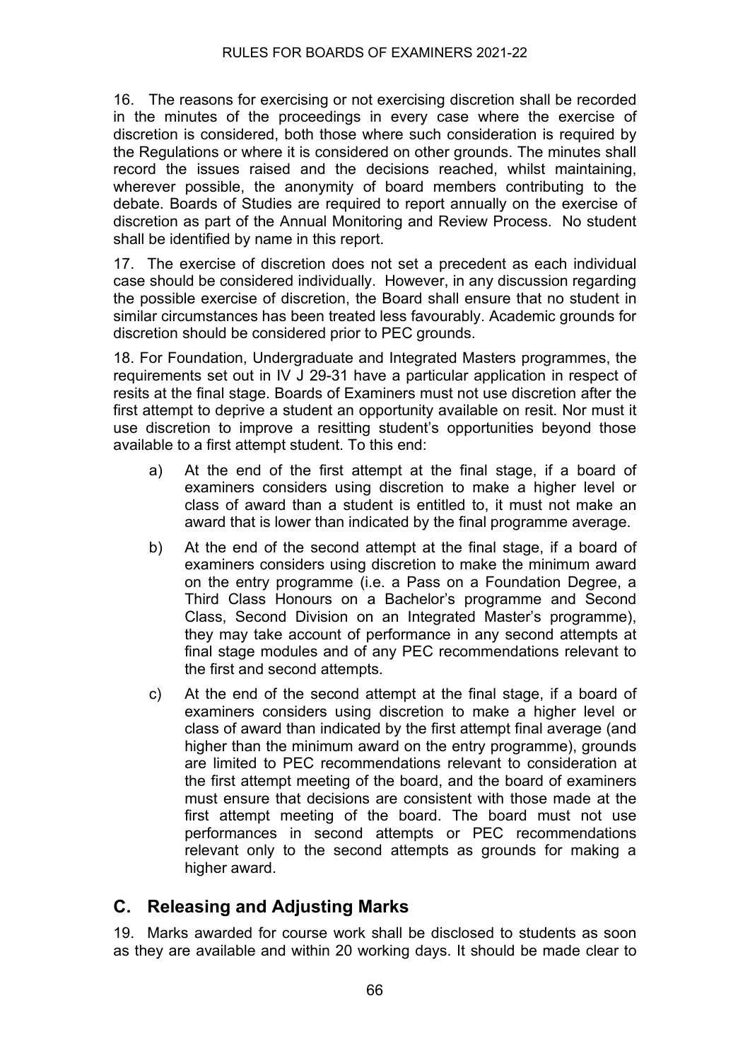16. The reasons for exercising or not exercising discretion shall be recorded in the minutes of the proceedings in every case where the exercise of discretion is considered, both those where such consideration is required by the Regulations or where it is considered on other grounds. The minutes shall record the issues raised and the decisions reached, whilst maintaining, wherever possible, the anonymity of board members contributing to the debate. Boards of Studies are required to report annually on the exercise of discretion as part of the Annual Monitoring and Review Process. No student shall be identified by name in this report.

17. The exercise of discretion does not set a precedent as each individual case should be considered individually. However, in any discussion regarding the possible exercise of discretion, the Board shall ensure that no student in similar circumstances has been treated less favourably. Academic grounds for discretion should be considered prior to PEC grounds.

18. For Foundation, Undergraduate and Integrated Masters programmes, the requirements set out in IV J 29-31 have a particular application in respect of resits at the final stage. Boards of Examiners must not use discretion after the first attempt to deprive a student an opportunity available on resit. Nor must it use discretion to improve a resitting student's opportunities beyond those available to a first attempt student. To this end:

a) At the end of the first attempt at the final stage, if a board of examiners considers using discretion to make a higher level or class of award than a student is entitled to, it must not make an award that is lower than indicated by the final programme average.

b) At the end of the second attempt at the final stage, if a board of examiners considers using discretion to make the minimum award on the entry programme (i.e. a Pass on a Foundation Degree, a Third Class Honours on a Bachelor's programme and Second Class, Second Division on an Integrated Master's programme), they may take account of performance in any second attempts at final stage modules and of any PEC recommendations relevant to the first and second attempts.

c) At the end of the second attempt at the final stage, if a board of examiners considers using discretion to make a higher level or class of award than indicated by the first attempt final average (and higher than the minimum award on the entry programme), grounds are limited to PEC recommendations relevant to consideration at the first attempt meeting of the board, and the board of examiners must ensure that decisions are consistent with those made at the first attempt meeting of the board. The board must not use performances in second attempts or PEC recommendations relevant only to the second attempts as grounds for making a higher award.

## C. Releasing and Adjusting Marks

19. Marks awarded for course work shall be disclosed to students as soon as they are available and within 20 working days. It should be made clear to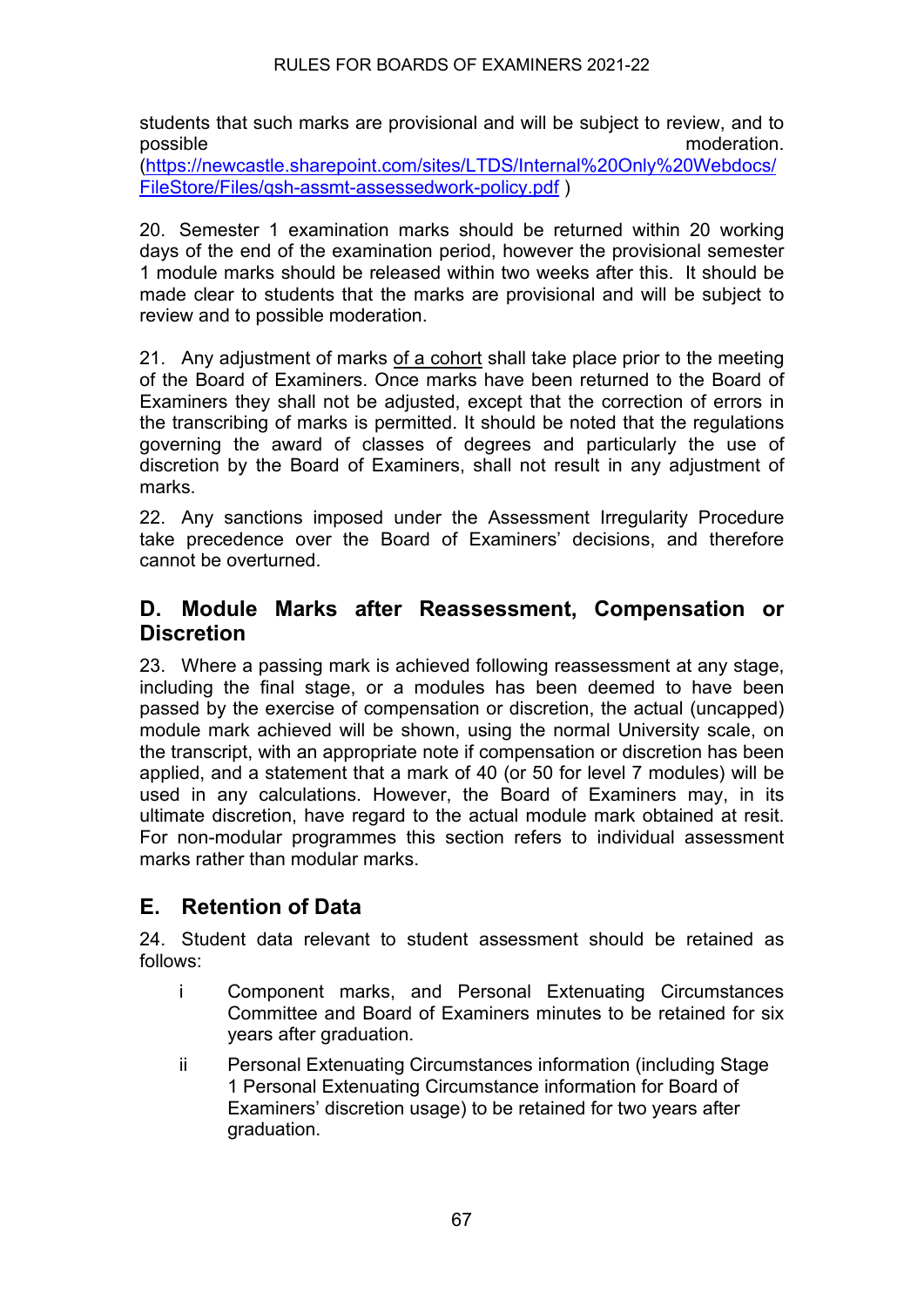students that such marks are provisional and will be subject to review, and to possible moderation. (https://newcastle.sharepoint.com/sites/LTDS/Internal%20Only%20Webdocs/FileStore/Files/qsh-assmt-assessedwork-policy.pdf )

20. Semester 1 examination marks should be returned within 20 working days of the end of the examination period, however the provisional semester 1 module marks should be released within two weeks after this. It should be made clear to students that the marks are provisional and will be subject to review and to possible moderation.

21. Any adjustment of marks <u>of a cohort</u> shall take place prior to the meeting of the Board of Examiners. Once marks have been returned to the Board of Examiners they shall not be adjusted, except that the correction of errors in the transcribing of marks is permitted. It should be noted that the regulations governing the award of classes of degrees and particularly the use of discretion by the Board of Examiners, shall not result in any adjustment of marks.

22. Any sanctions imposed under the Assessment Irregularity Procedure take precedence over the Board of Examiners' decisions, and therefore cannot be overturned.

## D. Module Marks after Reassessment, Compensation or Discretion

23. Where a passing mark is achieved following reassessment at any stage, including the final stage, or a modules has been deemed to have been passed by the exercise of compensation or discretion, the actual (uncapped) module mark achieved will be shown, using the normal University scale, on the transcript, with an appropriate note if compensation or discretion has been applied, and a statement that a mark of 40 (or 50 for level 7 modules) will be used in any calculations. However, the Board of Examiners may, in its ultimate discretion, have regard to the actual module mark obtained at resit. For non-modular programmes this section refers to individual assessment marks rather than modular marks.

## E. Retention of Data

24. Student data relevant to student assessment should be retained as follows:

i Component marks, and Personal Extenuating Circumstances Committee and Board of Examiners minutes to be retained for six years after graduation.

ii Personal Extenuating Circumstances information (including Stage 1 Personal Extenuating Circumstance information for Board of Examiners' discretion usage) to be retained for two years after graduation.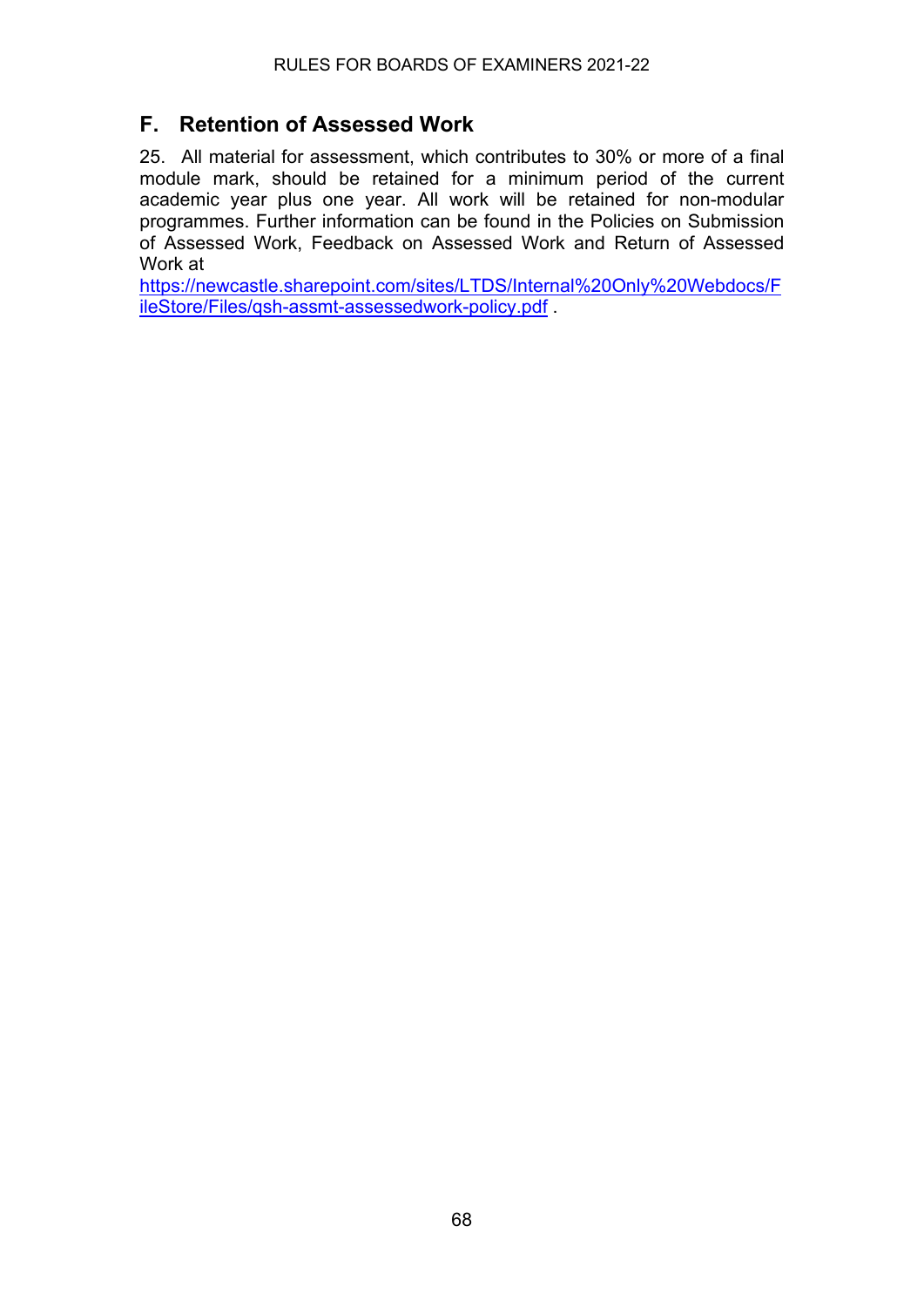## F. Retention of Assessed Work

25. All material for assessment, which contributes to 30% or more of a final module mark, should be retained for a minimum period of the current academic year plus one year. All work will be retained for non-modular programmes. Further information can be found in the Policies on Submission of Assessed Work, Feedback on Assessed Work and Return of Assessed Work at https://newcastle.sharepoint.com/sites/LTDS/Internal%20Only%20Webdocs/FileStore/Files/qsh-assmt-assessedwork-policy.pdf .